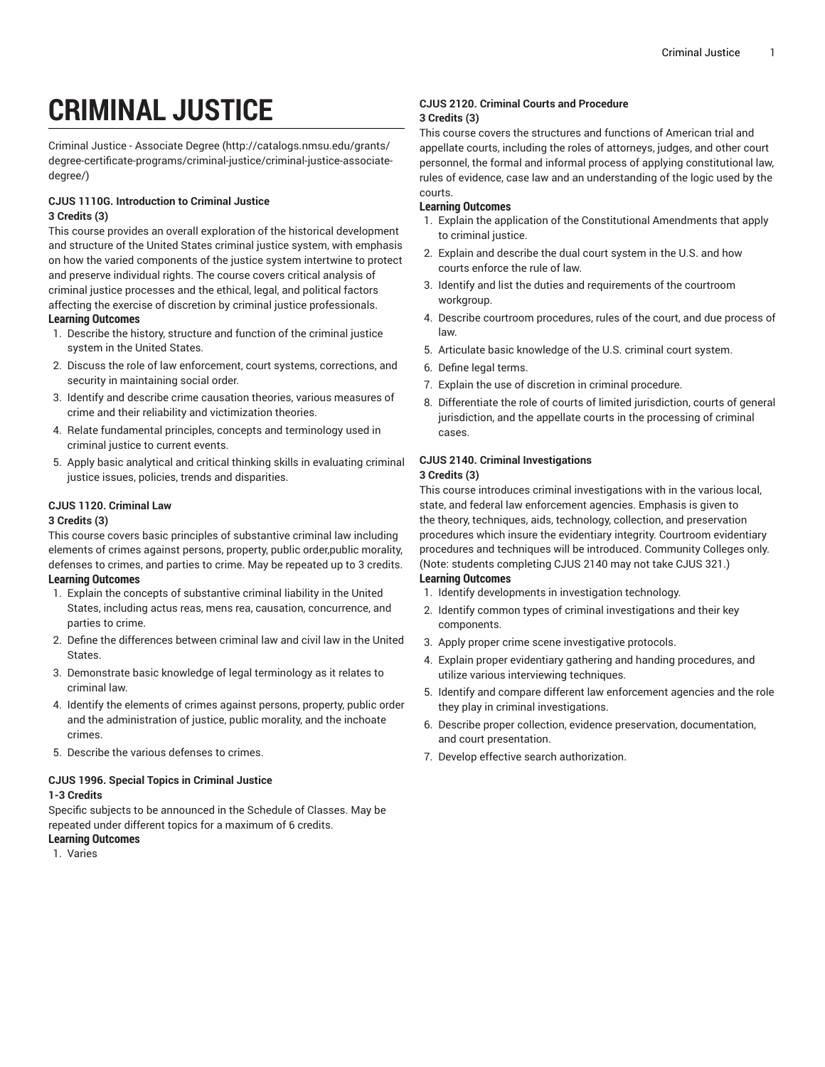# CRIMINAL JUSTICE

Criminal Justice - Associate Degree (http://catalogs.nmsu.edu/grants/degree-certificate-programs/criminal-justice/criminal-justice-associate-degree/)

**CJUS 1110G. Introduction to Criminal Justice**
**3 Credits (3)**

This course provides an overall exploration of the historical development and structure of the United States criminal justice system, with emphasis on how the varied components of the justice system intertwine to protect and preserve individual rights. The course covers critical analysis of criminal justice processes and the ethical, legal, and political factors affecting the exercise of discretion by criminal justice professionals.

**Learning Outcomes**

1. Describe the history, structure and function of the criminal justice system in the United States.
2. Discuss the role of law enforcement, court systems, corrections, and security in maintaining social order.
3. Identify and describe crime causation theories, various measures of crime and their reliability and victimization theories.
4. Relate fundamental principles, concepts and terminology used in criminal justice to current events.
5. Apply basic analytical and critical thinking skills in evaluating criminal justice issues, policies, trends and disparities.

**CJUS 1120. Criminal Law**
**3 Credits (3)**

This course covers basic principles of substantive criminal law including elements of crimes against persons, property, public order,public morality, defenses to crimes, and parties to crime. May be repeated up to 3 credits.

**Learning Outcomes**

1. Explain the concepts of substantive criminal liability in the United States, including actus reas, mens rea, causation, concurrence, and parties to crime.
2. Define the differences between criminal law and civil law in the United States.
3. Demonstrate basic knowledge of legal terminology as it relates to criminal law.
4. Identify the elements of crimes against persons, property, public order and the administration of justice, public morality, and the inchoate crimes.
5. Describe the various defenses to crimes.

**CJUS 1996. Special Topics in Criminal Justice**
**1-3 Credits**

Specific subjects to be announced in the Schedule of Classes. May be repeated under different topics for a maximum of 6 credits.

**Learning Outcomes**

1. Varies

**CJUS 2120. Criminal Courts and Procedure**
**3 Credits (3)**

This course covers the structures and functions of American trial and appellate courts, including the roles of attorneys, judges, and other court personnel, the formal and informal process of applying constitutional law, rules of evidence, case law and an understanding of the logic used by the courts.

**Learning Outcomes**

1. Explain the application of the Constitutional Amendments that apply to criminal justice.
2. Explain and describe the dual court system in the U.S. and how courts enforce the rule of law.
3. Identify and list the duties and requirements of the courtroom workgroup.
4. Describe courtroom procedures, rules of the court, and due process of law.
5. Articulate basic knowledge of the U.S. criminal court system.
6. Define legal terms.
7. Explain the use of discretion in criminal procedure.
8. Differentiate the role of courts of limited jurisdiction, courts of general jurisdiction, and the appellate courts in the processing of criminal cases.

**CJUS 2140. Criminal Investigations**
**3 Credits (3)**

This course introduces criminal investigations with in the various local, state, and federal law enforcement agencies. Emphasis is given to the theory, techniques, aids, technology, collection, and preservation procedures which insure the evidentiary integrity. Courtroom evidentiary procedures and techniques will be introduced. Community Colleges only. (Note: students completing CJUS 2140 may not take CJUS 321.)

**Learning Outcomes**

1. Identify developments in investigation technology.
2. Identify common types of criminal investigations and their key components.
3. Apply proper crime scene investigative protocols.
4. Explain proper evidentiary gathering and handing procedures, and utilize various interviewing techniques.
5. Identify and compare different law enforcement agencies and the role they play in criminal investigations.
6. Describe proper collection, evidence preservation, documentation, and court presentation.
7. Develop effective search authorization.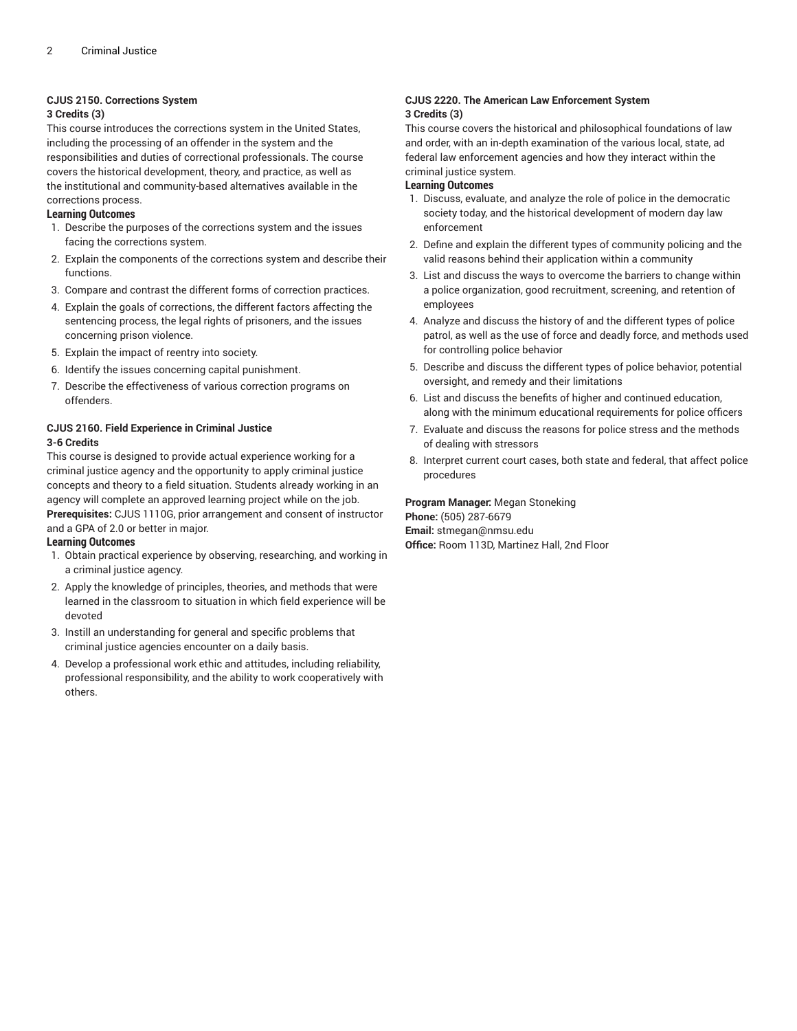**CJUS 2150. Corrections System**
**3 Credits (3)**

This course introduces the corrections system in the United States, including the processing of an offender in the system and the responsibilities and duties of correctional professionals. The course covers the historical development, theory, and practice, as well as the institutional and community-based alternatives available in the corrections process.

**Learning Outcomes**

1. Describe the purposes of the corrections system and the issues facing the corrections system.
2. Explain the components of the corrections system and describe their functions.
3. Compare and contrast the different forms of correction practices.
4. Explain the goals of corrections, the different factors affecting the sentencing process, the legal rights of prisoners, and the issues concerning prison violence.
5. Explain the impact of reentry into society.
6. Identify the issues concerning capital punishment.
7. Describe the effectiveness of various correction programs on offenders.

**CJUS 2160. Field Experience in Criminal Justice**
**3-6 Credits**

This course is designed to provide actual experience working for a criminal justice agency and the opportunity to apply criminal justice concepts and theory to a field situation. Students already working in an agency will complete an approved learning project while on the job.
**Prerequisites:** CJUS 1110G, prior arrangement and consent of instructor and a GPA of 2.0 or better in major.

**Learning Outcomes**

1. Obtain practical experience by observing, researching, and working in a criminal justice agency.
2. Apply the knowledge of principles, theories, and methods that were learned in the classroom to situation in which field experience will be devoted
3. Instill an understanding for general and specific problems that criminal justice agencies encounter on a daily basis.
4. Develop a professional work ethic and attitudes, including reliability, professional responsibility, and the ability to work cooperatively with others.

**CJUS 2220. The American Law Enforcement System**
**3 Credits (3)**

This course covers the historical and philosophical foundations of law and order, with an in-depth examination of the various local, state, ad federal law enforcement agencies and how they interact within the criminal justice system.

**Learning Outcomes**

1. Discuss, evaluate, and analyze the role of police in the democratic society today, and the historical development of modern day law enforcement
2. Define and explain the different types of community policing and the valid reasons behind their application within a community
3. List and discuss the ways to overcome the barriers to change within a police organization, good recruitment, screening, and retention of employees
4. Analyze and discuss the history of and the different types of police patrol, as well as the use of force and deadly force, and methods used for controlling police behavior
5. Describe and discuss the different types of police behavior, potential oversight, and remedy and their limitations
6. List and discuss the benefits of higher and continued education, along with the minimum educational requirements for police officers
7. Evaluate and discuss the reasons for police stress and the methods of dealing with stressors
8. Interpret current court cases, both state and federal, that affect police procedures

**Program Manager:** Megan Stoneking
**Phone:** (505) 287-6679
**Email:** stmegan@nmsu.edu
**Office:** Room 113D, Martinez Hall, 2nd Floor